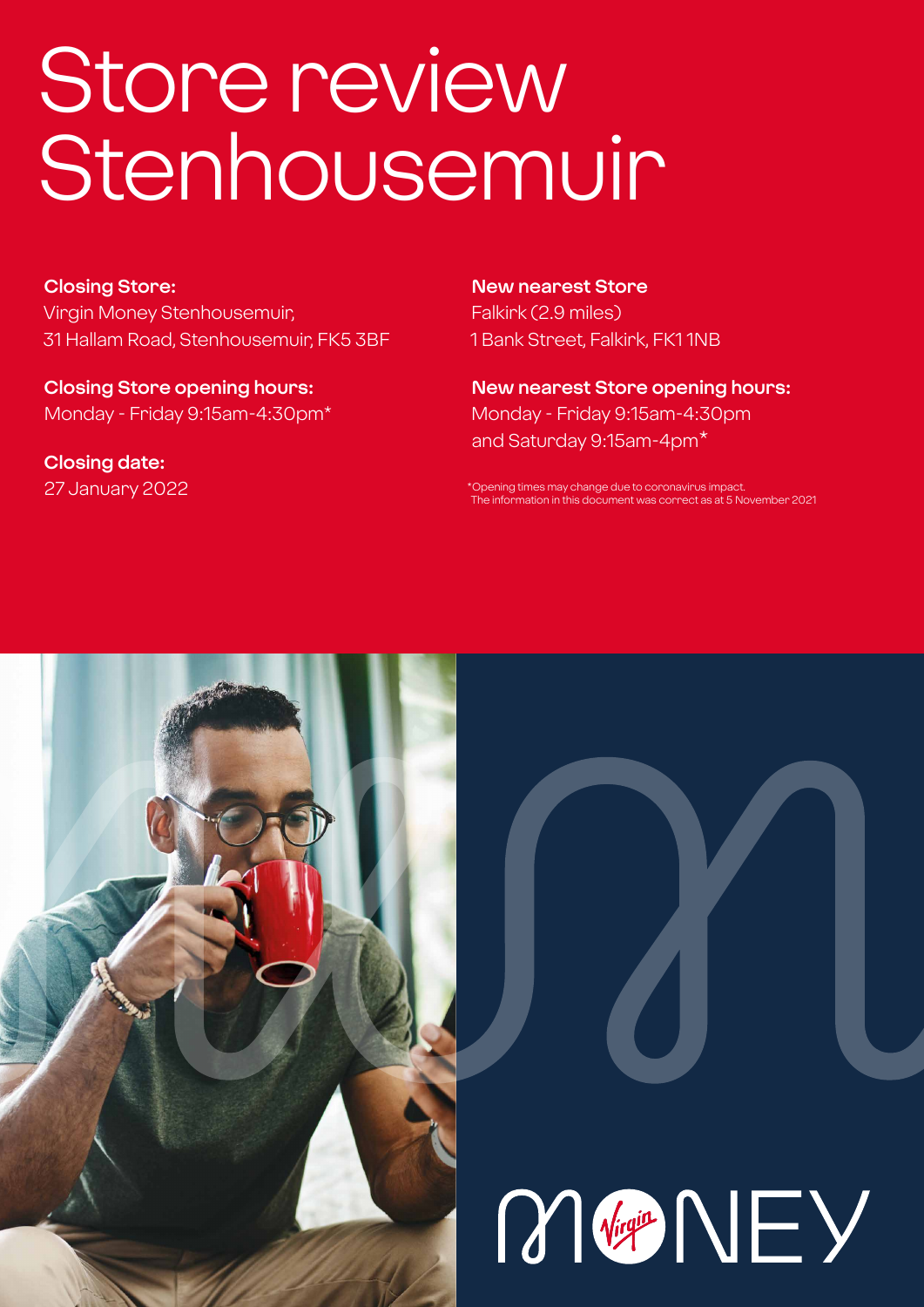# Store review Stenhousemuir

**Closing Store:**
Virgin Money Stenhousemuir,
31 Hallam Road, Stenhousemuir, FK5 3BF

**Closing Store opening hours:**
Monday - Friday 9:15am-4:30pm*

**Closing date:**
27 January 2022

**New nearest Store**
Falkirk (2.9 miles)
1 Bank Street, Falkirk, FK1 1NB

**New nearest Store opening hours:**
Monday - Friday 9:15am-4:30pm
and Saturday 9:15am-4pm*

*Opening times may change due to coronavirus impact.
The information in this document was correct as at 5 November 2021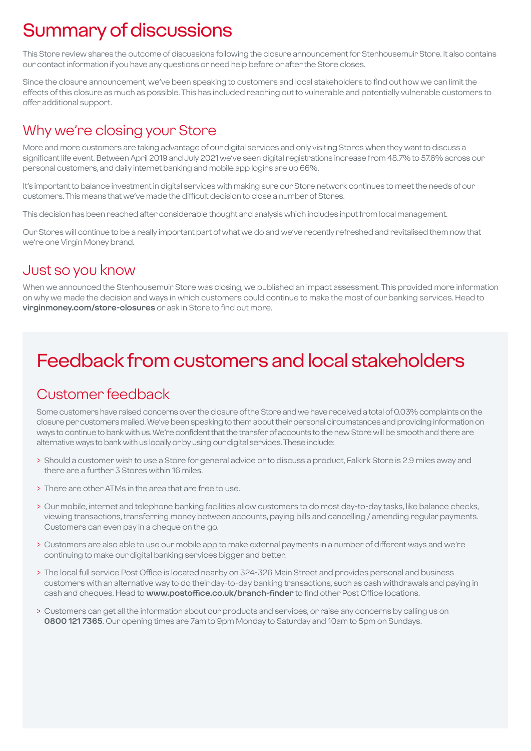# Summary of discussions

This Store review shares the outcome of discussions following the closure announcement for Stenhousemuir Store. It also contains our contact information if you have any questions or need help before or after the Store closes.

Since the closure announcement, we've been speaking to customers and local stakeholders to find out how we can limit the effects of this closure as much as possible. This has included reaching out to vulnerable and potentially vulnerable customers to offer additional support.

## Why we're closing your Store

More and more customers are taking advantage of our digital services and only visiting Stores when they want to discuss a significant life event. Between April 2019 and July 2021 we've seen digital registrations increase from 48.7% to 57.6% across our personal customers, and daily internet banking and mobile app logins are up 66%.

It's important to balance investment in digital services with making sure our Store network continues to meet the needs of our customers. This means that we've made the difficult decision to close a number of Stores.

This decision has been reached after considerable thought and analysis which includes input from local management.

Our Stores will continue to be a really important part of what we do and we've recently refreshed and revitalised them now that we're one Virgin Money brand.

## Just so you know

When we announced the Stenhousemuir Store was closing, we published an impact assessment. This provided more information on why we made the decision and ways in which customers could continue to make the most of our banking services. Head to **virginmoney.com/store-closures** or ask in Store to find out more.

# Feedback from customers and local stakeholders

## Customer feedback

Some customers have raised concerns over the closure of the Store and we have received a total of 0.03% complaints on the closure per customers mailed. We've been speaking to them about their personal circumstances and providing information on ways to continue to bank with us. We're confident that the transfer of accounts to the new Store will be smooth and there are alternative ways to bank with us locally or by using our digital services. These include:

- Should a customer wish to use a Store for general advice or to discuss a product, Falkirk Store is 2.9 miles away and there are a further 3 Stores within 16 miles.
- There are other ATMs in the area that are free to use.
- Our mobile, internet and telephone banking facilities allow customers to do most day-to-day tasks, like balance checks, viewing transactions, transferring money between accounts, paying bills and cancelling / amending regular payments. Customers can even pay in a cheque on the go.
- Customers are also able to use our mobile app to make external payments in a number of different ways and we're continuing to make our digital banking services bigger and better.
- The local full service Post Office is located nearby on 324-326 Main Street and provides personal and business customers with an alternative way to do their day-to-day banking transactions, such as cash withdrawals and paying in cash and cheques. Head to **www.postoffice.co.uk/branch-finder** to find other Post Office locations.
- Customers can get all the information about our products and services, or raise any concerns by calling us on **0800 121 7365**. Our opening times are 7am to 9pm Monday to Saturday and 10am to 5pm on Sundays.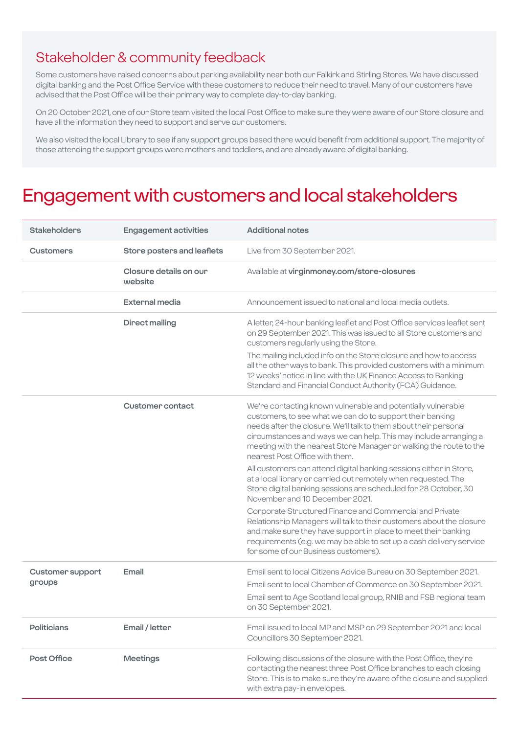## Stakeholder & community feedback

Some customers have raised concerns about parking availability near both our Falkirk and Stirling Stores. We have discussed digital banking and the Post Office Service with these customers to reduce their need to travel. Many of our customers have advised that the Post Office will be their primary way to complete day-to-day banking.

On 20 October 2021, one of our Store team visited the local Post Office to make sure they were aware of our Store closure and have all the information they need to support and serve our customers.

We also visited the local Library to see if any support groups based there would benefit from additional support. The majority of those attending the support groups were mothers and toddlers, and are already aware of digital banking.

# Engagement with customers and local stakeholders

| Stakeholders | Engagement activities | Additional notes |
|---|---|---|
| **Customers** | **Store posters and leaflets** | Live from 30 September 2021. |
| | **Closure details on our website** | Available at **virginmoney.com/store-closures** |
| | **External media** | Announcement issued to national and local media outlets. |
| | **Direct mailing** | A letter, 24-hour banking leaflet and Post Office services leaflet sent on 29 September 2021. This was issued to all Store customers and customers regularly using the Store.<br><br>The mailing included info on the Store closure and how to access all the other ways to bank. This provided customers with a minimum 12 weeks' notice in line with the UK Finance Access to Banking Standard and Financial Conduct Authority (FCA) Guidance. |
| | **Customer contact** | We're contacting known vulnerable and potentially vulnerable customers, to see what we can do to support their banking needs after the closure. We'll talk to them about their personal circumstances and ways we can help. This may include arranging a meeting with the nearest Store Manager or walking the route to the nearest Post Office with them.<br><br>All customers can attend digital banking sessions either in Store, at a local library or carried out remotely when requested. The Store digital banking sessions are scheduled for 28 October, 30 November and 10 December 2021.<br><br>Corporate Structured Finance and Commercial and Private Relationship Managers will talk to their customers about the closure and make sure they have support in place to meet their banking requirements (e.g. we may be able to set up a cash delivery service for some of our Business customers). |
| **Customer support groups** | **Email** | Email sent to local Citizens Advice Bureau on 30 September 2021.<br><br>Email sent to local Chamber of Commerce on 30 September 2021.<br><br>Email sent to Age Scotland local group, RNIB and FSB regional team on 30 September 2021. |
| **Politicians** | **Email / letter** | Email issued to local MP and MSP on 29 September 2021 and local Councillors 30 September 2021. |
| **Post Office** | **Meetings** | Following discussions of the closure with the Post Office, they're contacting the nearest three Post Office branches to each closing Store. This is to make sure they're aware of the closure and supplied with extra pay-in envelopes. |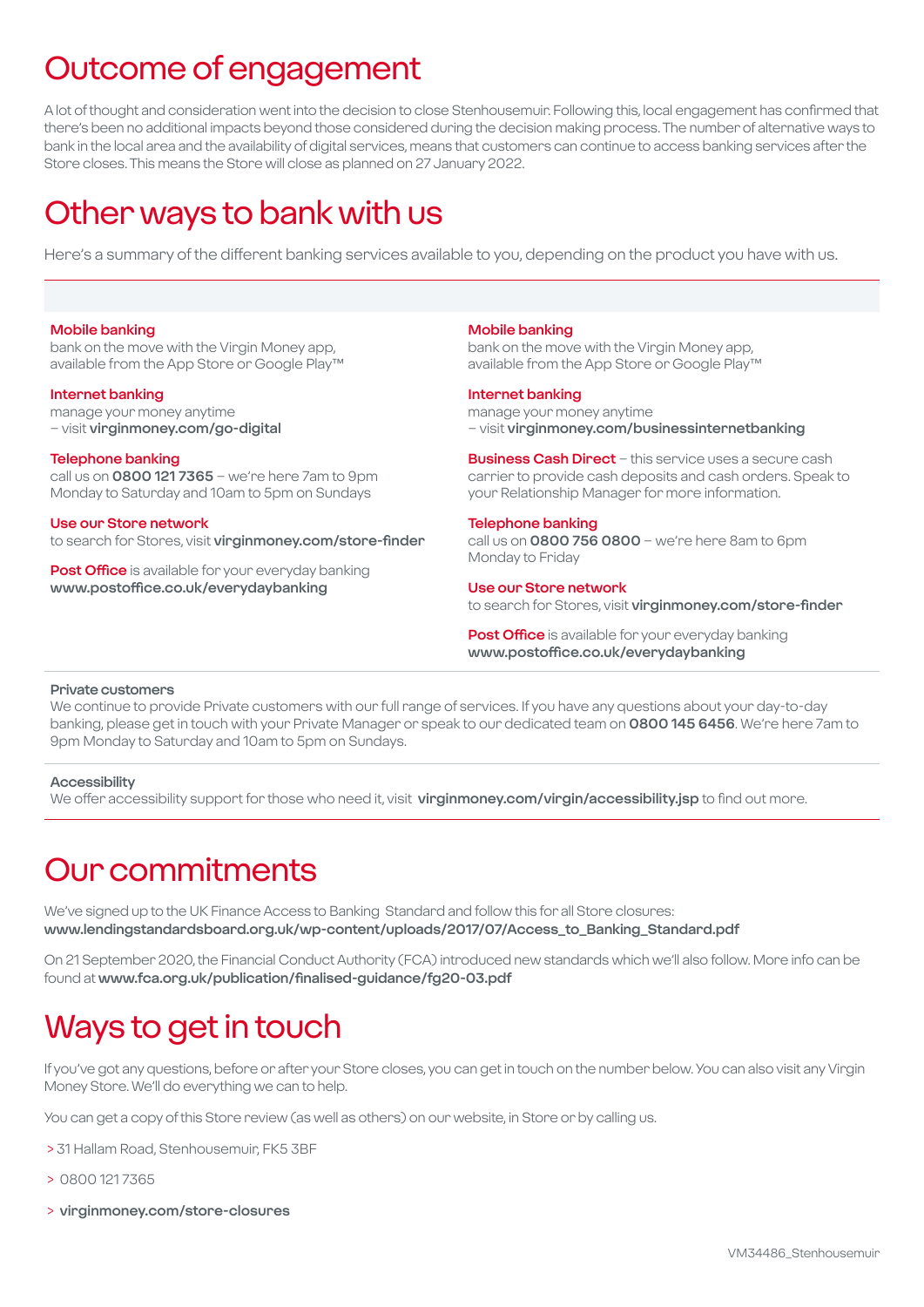# Outcome of engagement

A lot of thought and consideration went into the decision to close Stenhousemuir. Following this, local engagement has confirmed that there's been no additional impacts beyond those considered during the decision making process. The number of alternative ways to bank in the local area and the availability of digital services, means that customers can continue to access banking services after the Store closes. This means the Store will close as planned on 27 January 2022.

# Other ways to bank with us

Here's a summary of the different banking services available to you, depending on the product you have with us.

**Mobile banking**
bank on the move with the Virgin Money app, available from the App Store or Google Play™

**Internet banking**
manage your money anytime
– visit **virginmoney.com/go-digital**

**Telephone banking**
call us on **0800 121 7365** – we're here 7am to 9pm Monday to Saturday and 10am to 5pm on Sundays

**Use our Store network**
to search for Stores, visit **virginmoney.com/store-finder**

**Post Office** is available for your everyday banking
**www.postoffice.co.uk/everydaybanking**

**Mobile banking**
bank on the move with the Virgin Money app, available from the App Store or Google Play™

**Internet banking**
manage your money anytime
– visit **virginmoney.com/businessinternetbanking**

**Business Cash Direct** – this service uses a secure cash carrier to provide cash deposits and cash orders. Speak to your Relationship Manager for more information.

**Telephone banking**
call us on **0800 756 0800** – we're here 8am to 6pm Monday to Friday

**Use our Store network**
to search for Stores, visit **virginmoney.com/store-finder**

**Post Office** is available for your everyday banking
**www.postoffice.co.uk/everydaybanking**

**Private customers**
We continue to provide Private customers with our full range of services. If you have any questions about your day-to-day banking, please get in touch with your Private Manager or speak to our dedicated team on **0800 145 6456**. We're here 7am to 9pm Monday to Saturday and 10am to 5pm on Sundays.

**Accessibility**
We offer accessibility support for those who need it, visit **virginmoney.com/virgin/accessibility.jsp** to find out more.

# Our commitments

We've signed up to the UK Finance Access to Banking Standard and follow this for all Store closures:
**www.lendingstandardsboard.org.uk/wp-content/uploads/2017/07/Access_to_Banking_Standard.pdf**

On 21 September 2020, the Financial Conduct Authority (FCA) introduced new standards which we'll also follow. More info can be found at **www.fca.org.uk/publication/finalised-guidance/fg20-03.pdf**

# Ways to get in touch

If you've got any questions, before or after your Store closes, you can get in touch on the number below. You can also visit any Virgin Money Store. We'll do everything we can to help.

You can get a copy of this Store review (as well as others) on our website, in Store or by calling us.

> 31 Hallam Road, Stenhousemuir, FK5 3BF

> 0800 121 7365

> **virginmoney.com/store-closures**

VM34486_Stenhousemuir